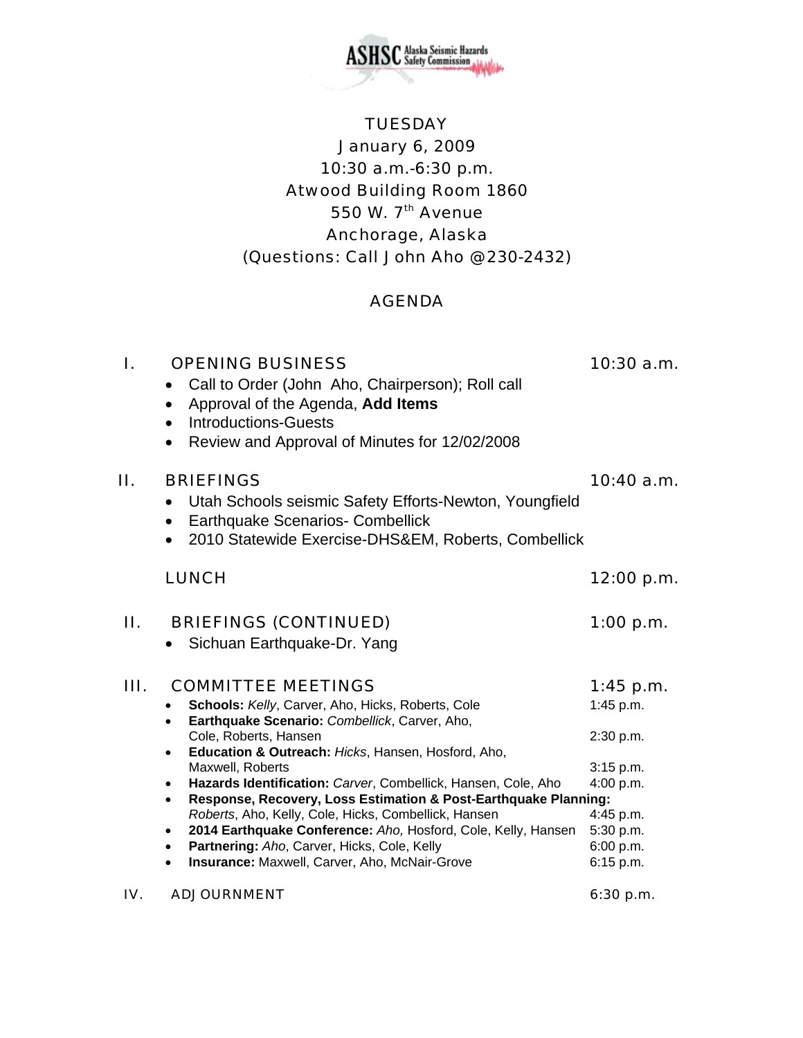ASHSC Alaska Seismic Hazards Safety Commission

TUESDAY
January 6, 2009
10:30 a.m.-6:30 p.m.
Atwood Building Room 1860
550 W. 7th Avenue
Anchorage, Alaska
(Questions: Call John Aho @230-2432)

# AGENDA

## I. OPENING BUSINESS — 10:30 a.m.

- Call to Order (John Aho, Chairperson); Roll call
- Approval of the Agenda, **Add Items**
- Introductions-Guests
- Review and Approval of Minutes for 12/02/2008

## II. BRIEFINGS — 10:40 a.m.

- Utah Schools seismic Safety Efforts-Newton, Youngfield
- Earthquake Scenarios- Combellick
- 2010 Statewide Exercise-DHS&EM, Roberts, Combellick

## LUNCH — 12:00 p.m.

## II. BRIEFINGS (CONTINUED) — 1:00 p.m.

- Sichuan Earthquake-Dr. Yang

## III. COMMITTEE MEETINGS — 1:45 p.m.

- **Schools:** *Kelly*, Carver, Aho, Hicks, Roberts, Cole — 1:45 p.m.
- **Earthquake Scenario:** *Combellick*, Carver, Aho, Cole, Roberts, Hansen — 2:30 p.m.
- **Education & Outreach:** *Hicks*, Hansen, Hosford, Aho, Maxwell, Roberts — 3:15 p.m.
- **Hazards Identification:** *Carver*, Combellick, Hansen, Cole, Aho — 4:00 p.m.
- **Response, Recovery, Loss Estimation & Post-Earthquake Planning:** *Roberts*, Aho, Kelly, Cole, Hicks, Combellick, Hansen — 4:45 p.m.
- **2014 Earthquake Conference:** *Aho,* Hosford, Cole, Kelly, Hansen — 5:30 p.m.
- **Partnering:** *Aho*, Carver, Hicks, Cole, Kelly — 6:00 p.m.
- **Insurance:** Maxwell, Carver, Aho, McNair-Grove — 6:15 p.m.

## IV. ADJOURNMENT — 6:30 p.m.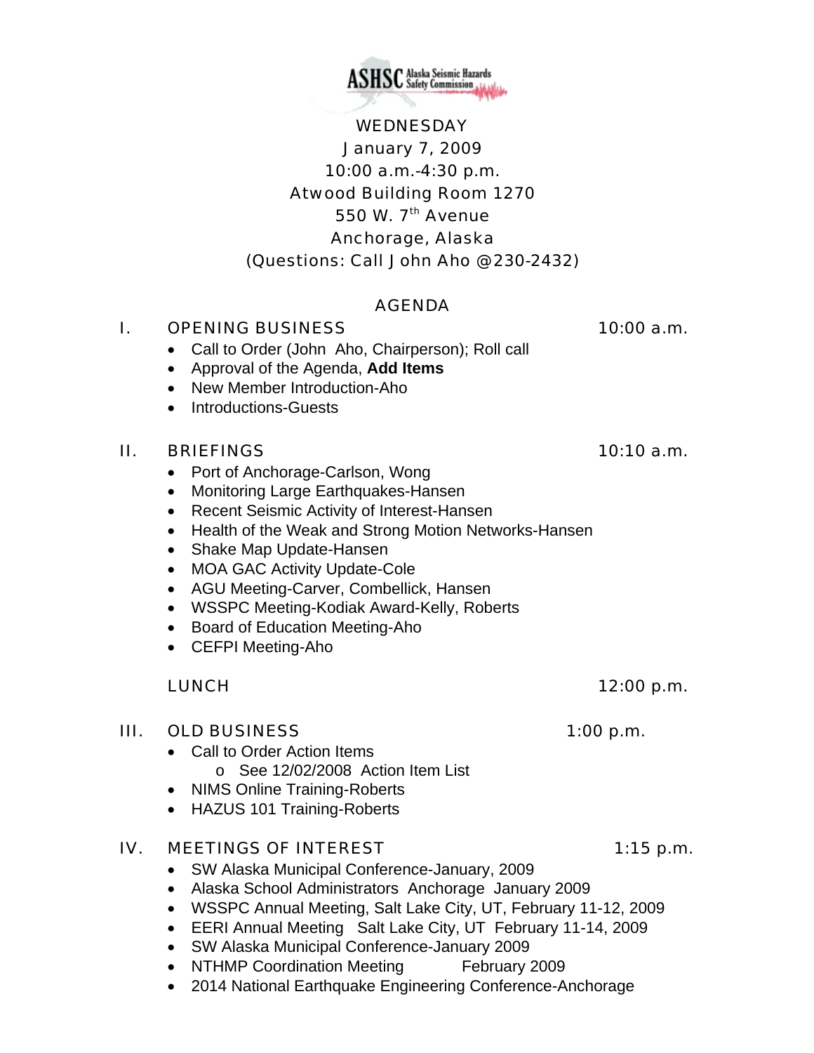ASHSC Alaska Seismic Hazards Safety Commission

WEDNESDAY
January 7, 2009
10:00 a.m.-4:30 p.m.
Atwood Building Room 1270
550 W. 7th Avenue
Anchorage, Alaska
(Questions: Call John Aho @230-2432)

## AGENDA

### I. OPENING BUSINESS — 10:00 a.m.

- Call to Order (John Aho, Chairperson); Roll call
- Approval of the Agenda, **Add Items**
- New Member Introduction-Aho
- Introductions-Guests

### II. BRIEFINGS — 10:10 a.m.

- Port of Anchorage-Carlson, Wong
- Monitoring Large Earthquakes-Hansen
- Recent Seismic Activity of Interest-Hansen
- Health of the Weak and Strong Motion Networks-Hansen
- Shake Map Update-Hansen
- MOA GAC Activity Update-Cole
- AGU Meeting-Carver, Combellick, Hansen
- WSSPC Meeting-Kodiak Award-Kelly, Roberts
- Board of Education Meeting-Aho
- CEFPI Meeting-Aho

LUNCH — 12:00 p.m.

### III. OLD BUSINESS — 1:00 p.m.

- Call to Order Action Items
  - See 12/02/2008 Action Item List
- NIMS Online Training-Roberts
- HAZUS 101 Training-Roberts

### IV. MEETINGS OF INTEREST — 1:15 p.m.

- SW Alaska Municipal Conference-January, 2009
- Alaska School Administrators Anchorage January 2009
- WSSPC Annual Meeting, Salt Lake City, UT, February 11-12, 2009
- EERI Annual Meeting Salt Lake City, UT February 11-14, 2009
- SW Alaska Municipal Conference-January 2009
- NTHMP Coordination Meeting February 2009
- 2014 National Earthquake Engineering Conference-Anchorage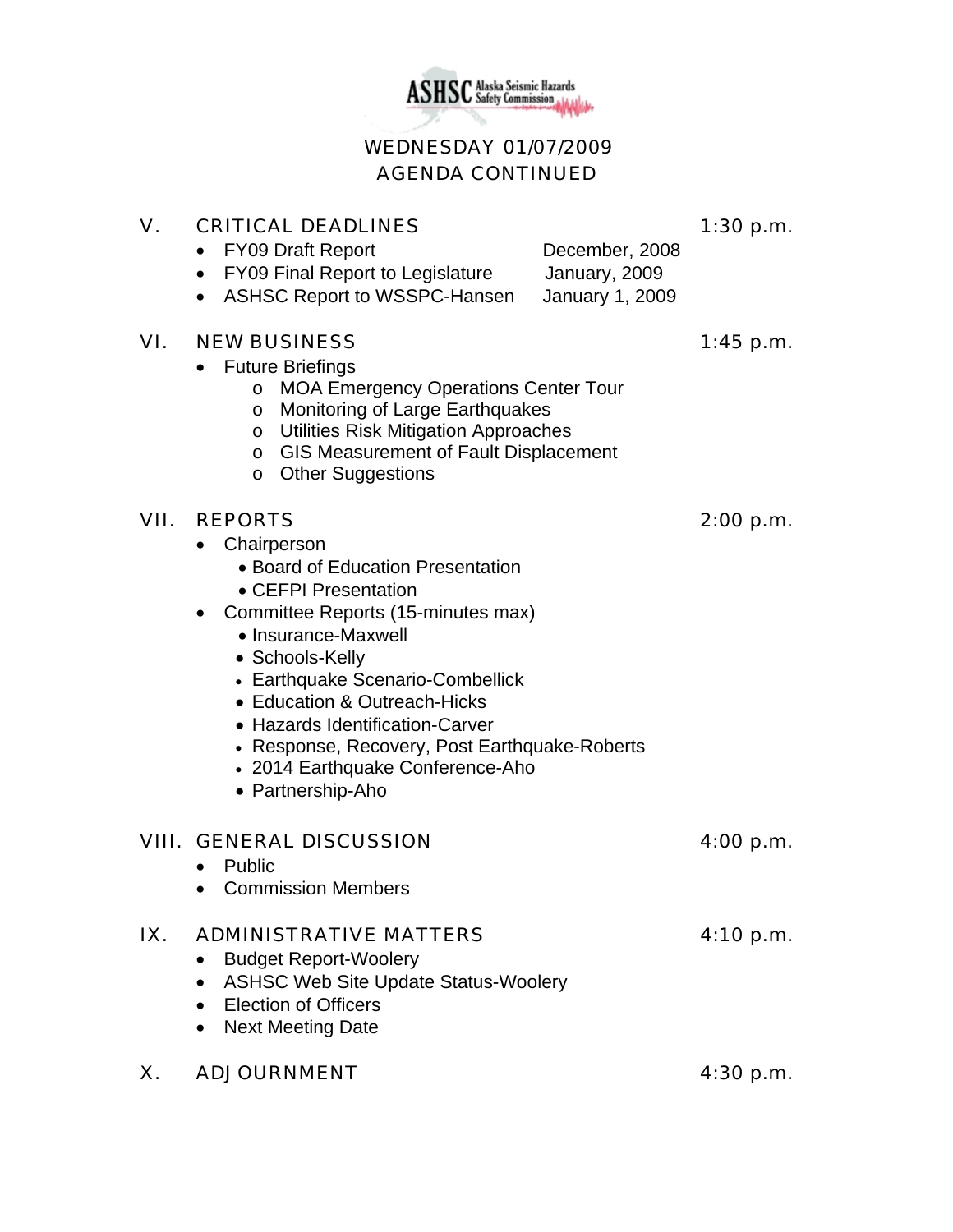ASHSC Alaska Seismic Hazards Safety Commission

# WEDNESDAY 01/07/2009
# AGENDA CONTINUED

## V. CRITICAL DEADLINES — 1:30 p.m.

- FY09 Draft Report — December, 2008
- FY09 Final Report to Legislature — January, 2009
- ASHSC Report to WSSPC-Hansen — January 1, 2009

## VI. NEW BUSINESS — 1:45 p.m.

- Future Briefings
  - MOA Emergency Operations Center Tour
  - Monitoring of Large Earthquakes
  - Utilities Risk Mitigation Approaches
  - GIS Measurement of Fault Displacement
  - Other Suggestions

## VII. REPORTS — 2:00 p.m.

- Chairperson
  - Board of Education Presentation
  - CEFPI Presentation
- Committee Reports (15-minutes max)
  - Insurance-Maxwell
  - Schools-Kelly
  - Earthquake Scenario-Combellick
  - Education & Outreach-Hicks
  - Hazards Identification-Carver
  - Response, Recovery, Post Earthquake-Roberts
  - 2014 Earthquake Conference-Aho
  - Partnership-Aho

## VIII. GENERAL DISCUSSION — 4:00 p.m.

- Public
- Commission Members

## IX. ADMINISTRATIVE MATTERS — 4:10 p.m.

- Budget Report-Woolery
- ASHSC Web Site Update Status-Woolery
- Election of Officers
- Next Meeting Date

## X. ADJOURNMENT — 4:30 p.m.